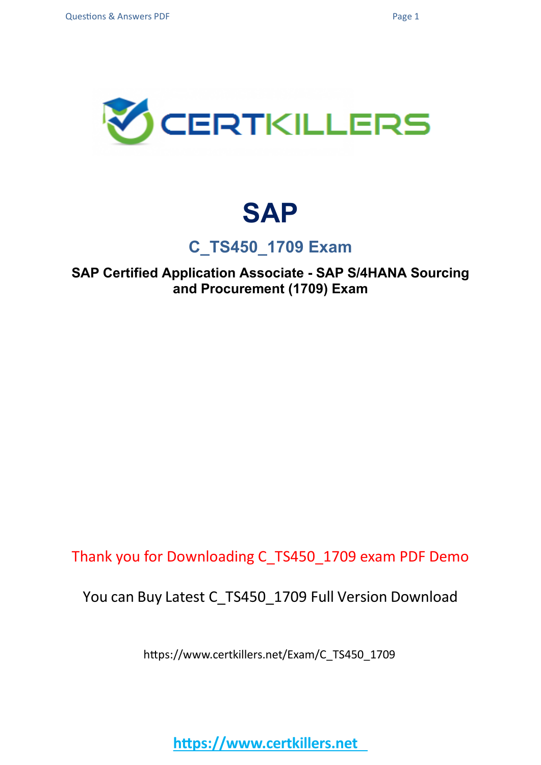# SAP

## C_TS450_1709 Exam

**SAP Certified Application Associate - SAP S/4HANA Sourcing and Procurement (1709) Exam**

Thank you for Downloading C_TS450_1709 exam PDF Demo

You can Buy Latest C_TS450_1709 Full Version Download

https://www.certkillers.net/Exam/C_TS450_1709

https://www.certkillers.net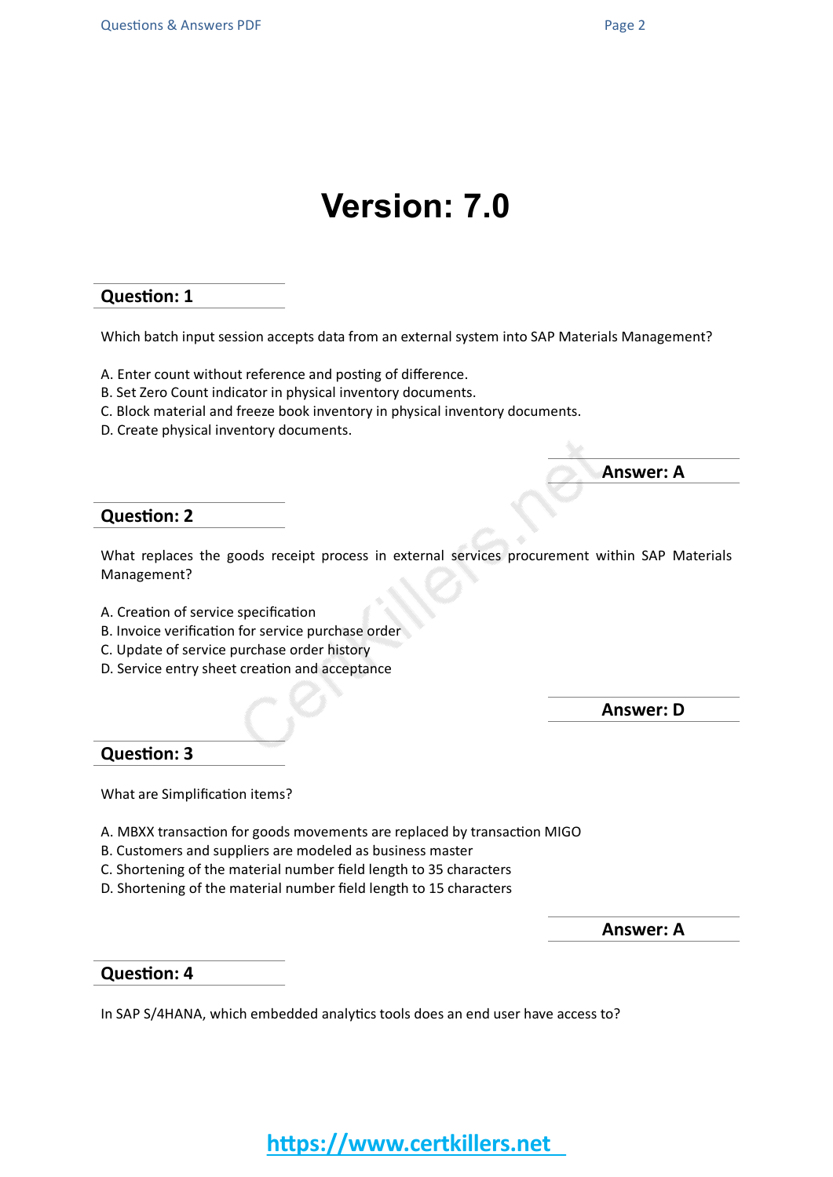# Version: 7.0

## Question: 1

Which batch input session accepts data from an external system into SAP Materials Management?

A. Enter count without reference and posting of difference.
B. Set Zero Count indicator in physical inventory documents.
C. Block material and freeze book inventory in physical inventory documents.
D. Create physical inventory documents.

**Answer: A**

## Question: 2

What replaces the goods receipt process in external services procurement within SAP Materials Management?

A. Creation of service specification
B. Invoice verification for service purchase order
C. Update of service purchase order history
D. Service entry sheet creation and acceptance

**Answer: D**

## Question: 3

What are Simplification items?

A. MBXX transaction for goods movements are replaced by transaction MIGO
B. Customers and suppliers are modeled as business master
C. Shortening of the material number field length to 35 characters
D. Shortening of the material number field length to 15 characters

**Answer: A**

## Question: 4

In SAP S/4HANA, which embedded analytics tools does an end user have access to?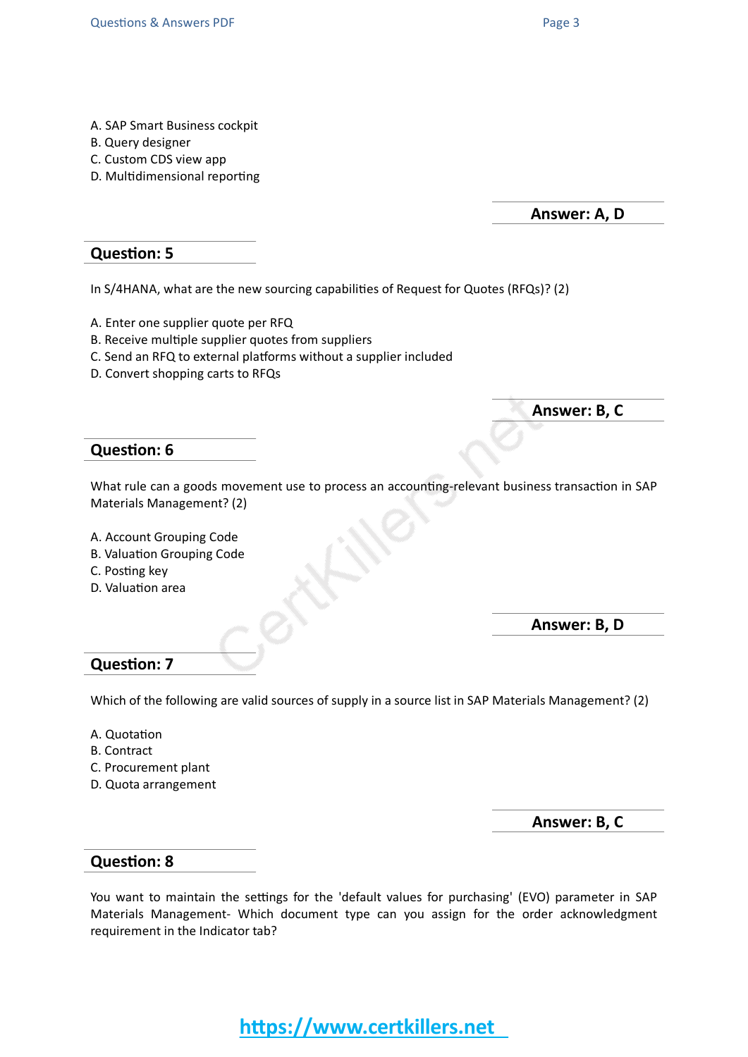A. SAP Smart Business cockpit
B. Query designer
C. Custom CDS view app
D. Multidimensional reporting

**Answer: A, D**

## Question: 5

In S/4HANA, what are the new sourcing capabilities of Request for Quotes (RFQs)? (2)

A. Enter one supplier quote per RFQ
B. Receive multiple supplier quotes from suppliers
C. Send an RFQ to external platforms without a supplier included
D. Convert shopping carts to RFQs

**Answer: B, C**

## Question: 6

What rule can a goods movement use to process an accounting-relevant business transaction in SAP Materials Management? (2)

A. Account Grouping Code
B. Valuation Grouping Code
C. Posting key
D. Valuation area

**Answer: B, D**

## Question: 7

Which of the following are valid sources of supply in a source list in SAP Materials Management? (2)

A. Quotation
B. Contract
C. Procurement plant
D. Quota arrangement

**Answer: B, C**

## Question: 8

You want to maintain the settings for the 'default values for purchasing' (EVO) parameter in SAP Materials Management- Which document type can you assign for the order acknowledgment requirement in the Indicator tab?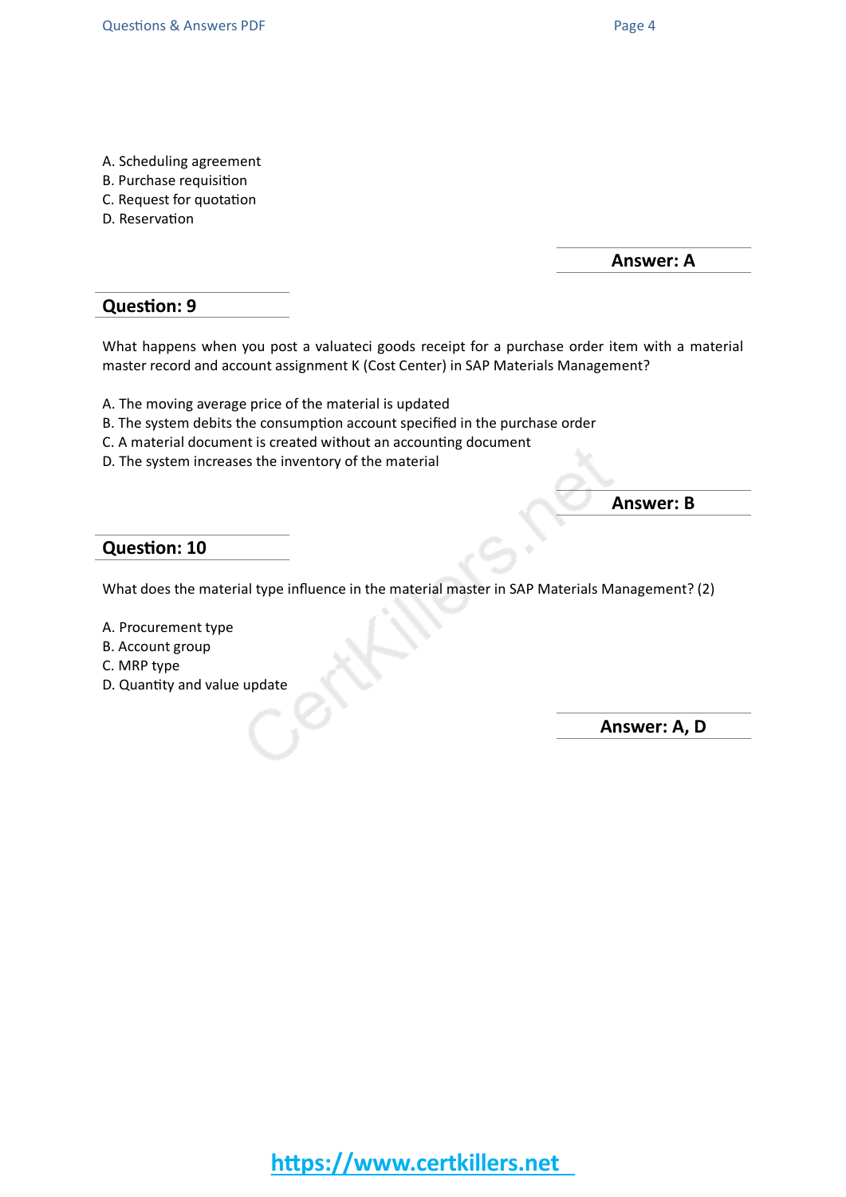A. Scheduling agreement
B. Purchase requisition
C. Request for quotation
D. Reservation

**Answer: A**

## Question: 9

What happens when you post a valuateci goods receipt for a purchase order item with a material master record and account assignment K (Cost Center) in SAP Materials Management?

A. The moving average price of the material is updated
B. The system debits the consumption account specified in the purchase order
C. A material document is created without an accounting document
D. The system increases the inventory of the material

**Answer: B**

## Question: 10

What does the material type influence in the material master in SAP Materials Management? (2)

A. Procurement type
B. Account group
C. MRP type
D. Quantity and value update

**Answer: A, D**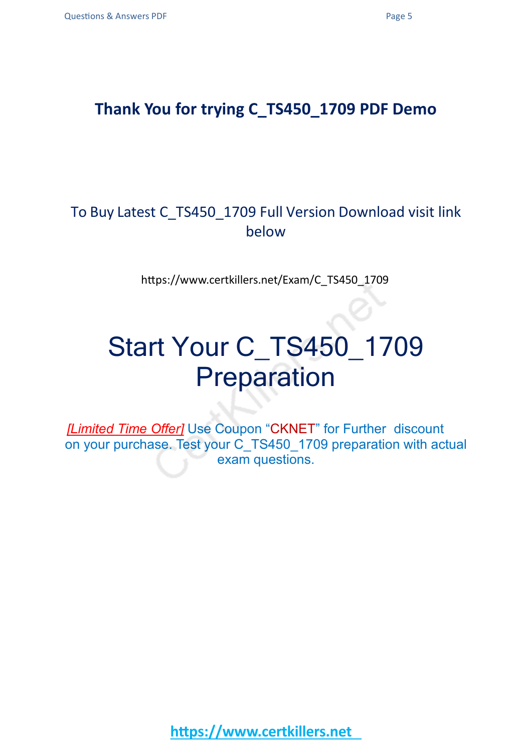## Thank You for trying C_TS450_1709 PDF Demo

To Buy Latest C_TS450_1709 Full Version Download visit link below

https://www.certkillers.net/Exam/C_TS450_1709

# Start Your C_TS450_1709 Preparation

*[Limited Time Offer]* Use Coupon "CKNET" for Further discount on your purchase. Test your C_TS450_1709 preparation with actual exam questions.

**https://www.certkillers.net**